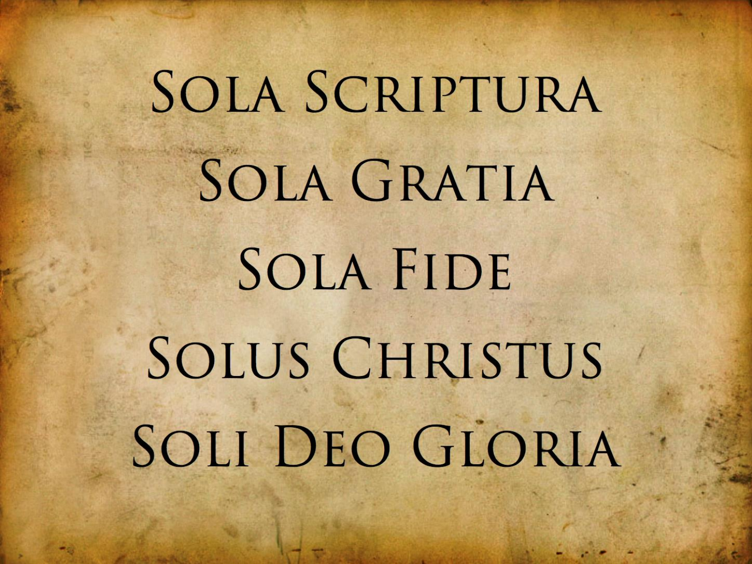Sola Scriptura

Sola Gratia

Sola Fide

Solus Christus

Soli Deo Gloria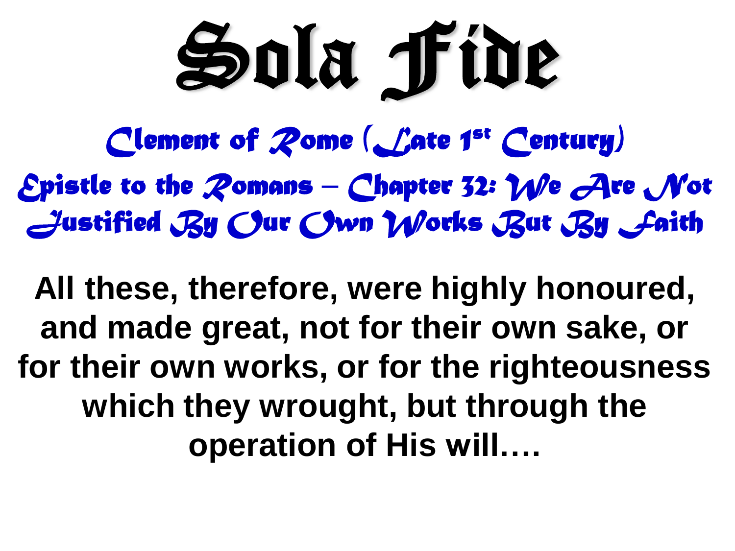# Sola Fide

## Clement of Rome (Late 1st Century)

## Epistle to the Romans – Chapter 32: We Are Not Justified By Our Own Works But By Faith

**All these, therefore, were highly honoured, and made great, not for their own sake, or for their own works, or for the righteousness which they wrought, but through the operation of His will….**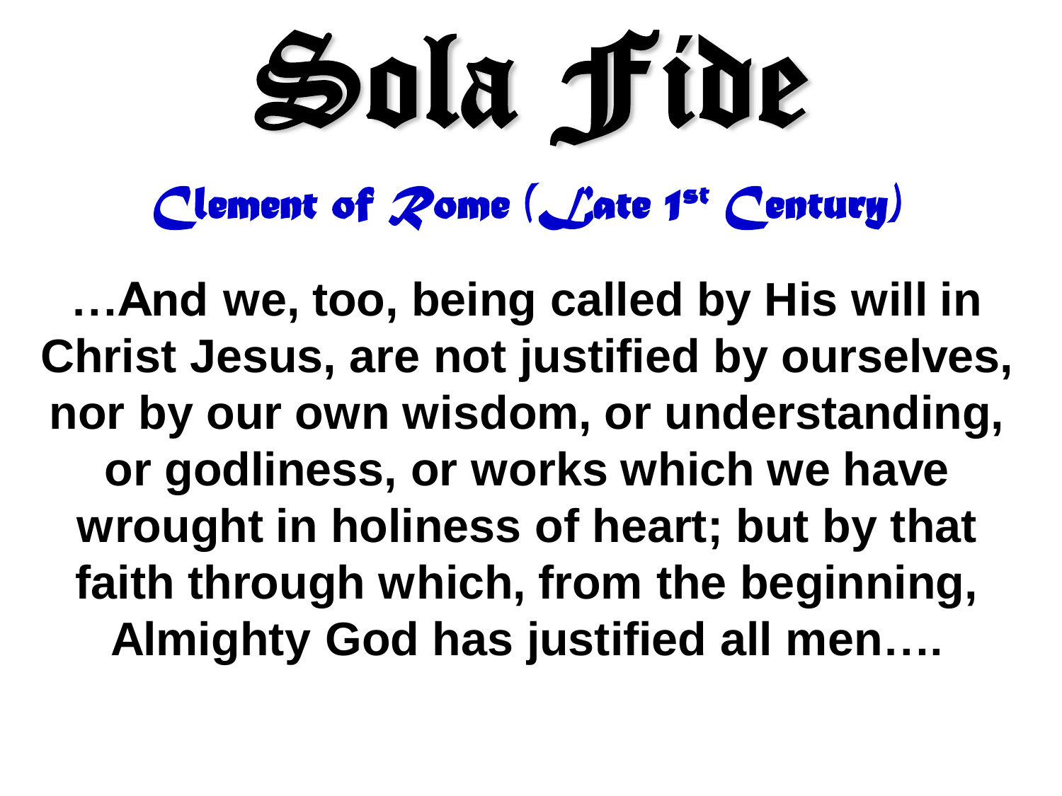# Sola Fide

## *Clement of Rome (Late 1st Century)*

**…And we, too, being called by His will in Christ Jesus, are not justified by ourselves, nor by our own wisdom, or understanding, or godliness, or works which we have wrought in holiness of heart; but by that faith through which, from the beginning, Almighty God has justified all men….**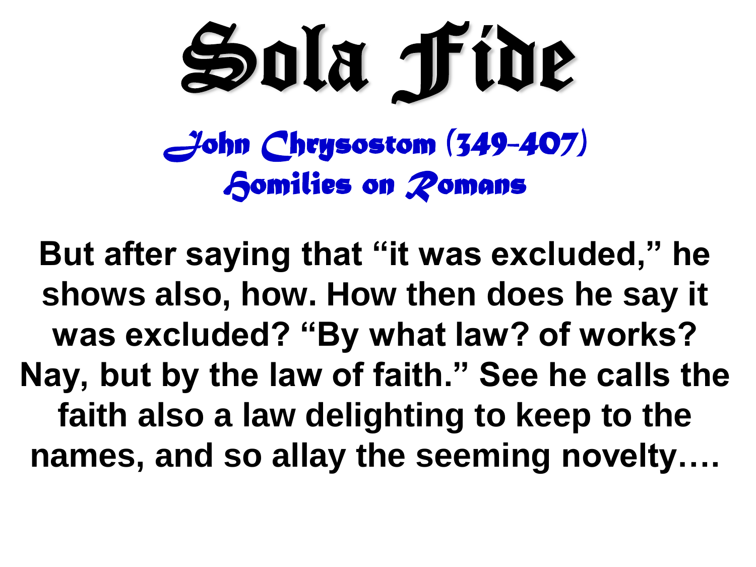# Sola Fide

## *John Chrysostom (349-407)*
## *Homilies on Romans*

**But after saying that "it was excluded," he shows also, how. How then does he say it was excluded? "By what law? of works? Nay, but by the law of faith." See he calls the faith also a law delighting to keep to the names, and so allay the seeming novelty….**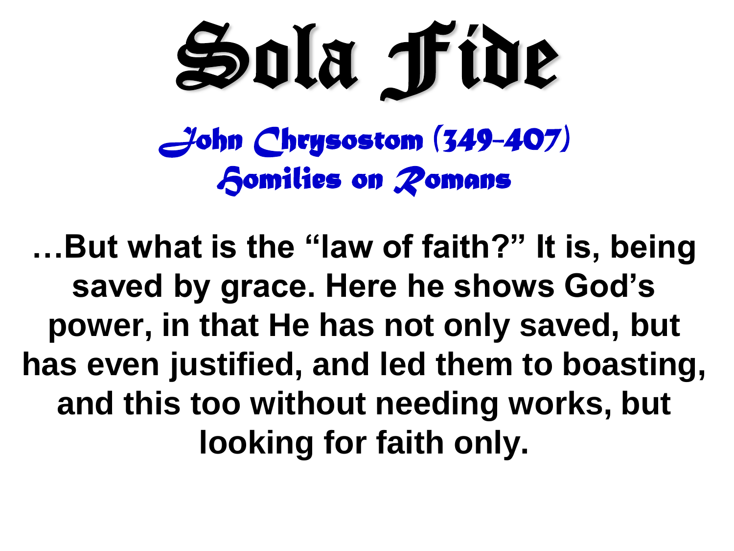# Sola Fide

## *John Chrysostom (349-407)*
## *Homilies on Romans*

**…But what is the "law of faith?" It is, being saved by grace. Here he shows God's power, in that He has not only saved, but has even justified, and led them to boasting, and this too without needing works, but looking for faith only.**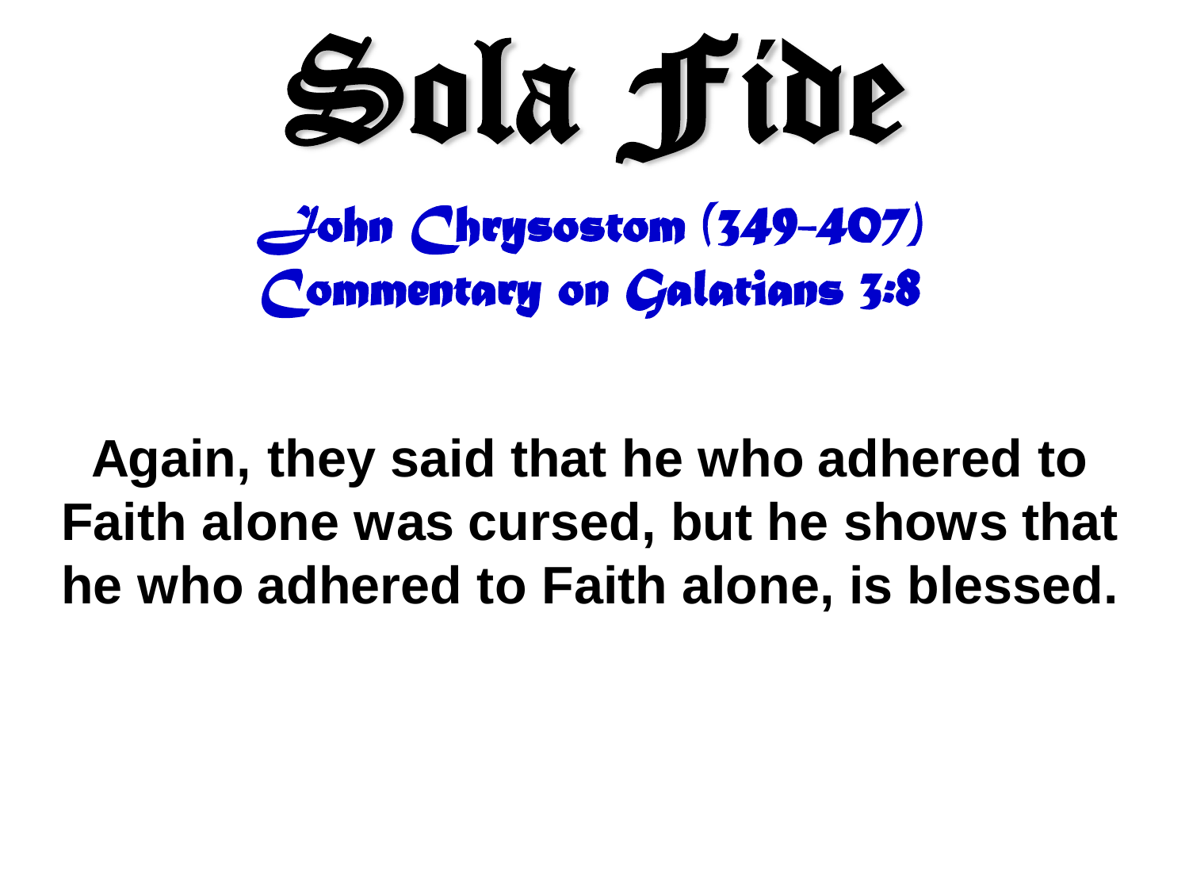# Sola Fide

## *John Chrysostom (349-407)*
## *Commentary on Galatians 3:8*

**Again, they said that he who adhered to Faith alone was cursed, but he shows that he who adhered to Faith alone, is blessed.**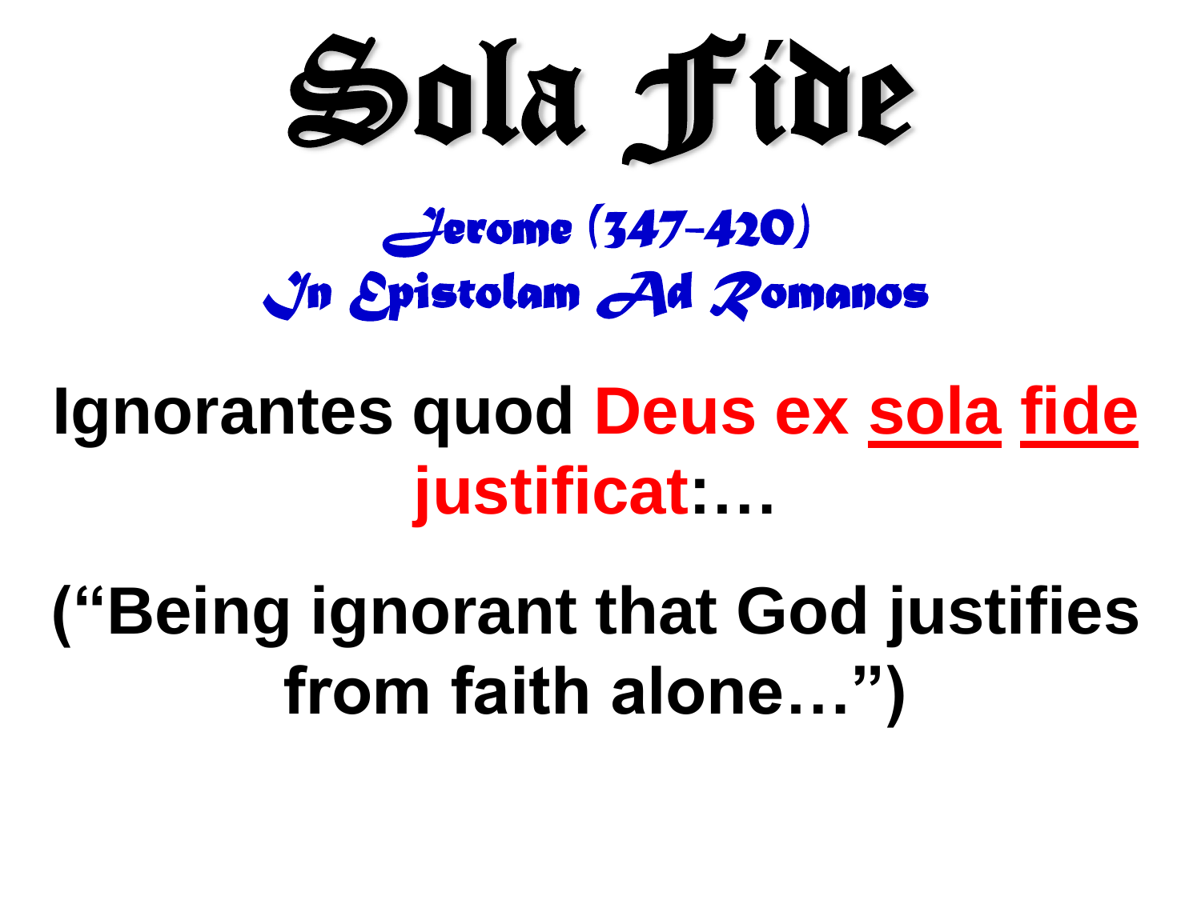# Sola Fide

*Jerome (347-420)*
*In Epistolam Ad Romanos*

**Ignorantes quod Deus ex sola fide justificat:…**

**("Being ignorant that God justifies from faith alone…")**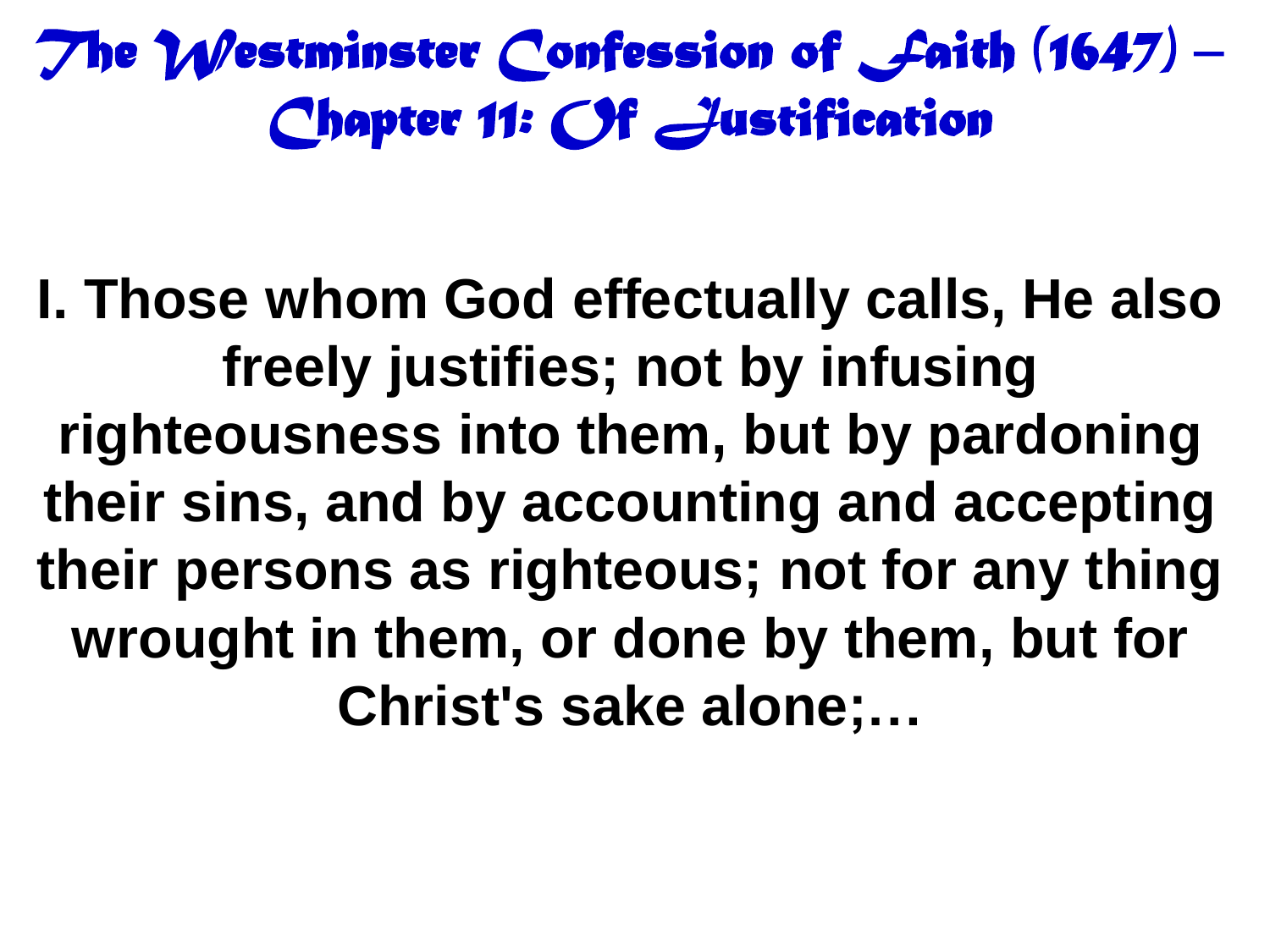# The Westminster Confession of Faith (1647) – Chapter 11: Of Justification

**I. Those whom God effectually calls, He also freely justifies; not by infusing righteousness into them, but by pardoning their sins, and by accounting and accepting their persons as righteous; not for any thing wrought in them, or done by them, but for Christ's sake alone;…**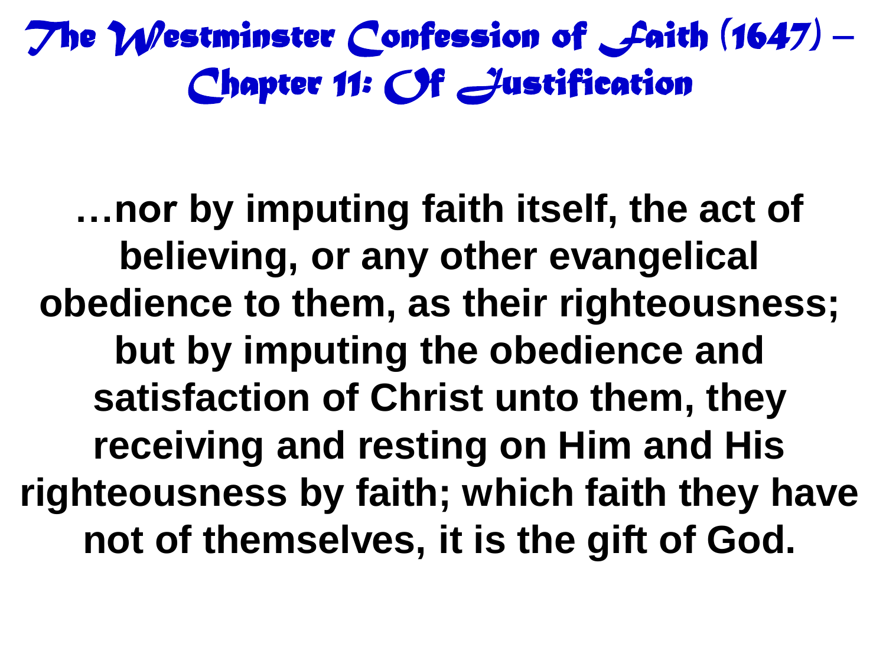# The Westminster Confession of Faith (1647) – Chapter 11: Of Justification

**…nor by imputing faith itself, the act of believing, or any other evangelical obedience to them, as their righteousness; but by imputing the obedience and satisfaction of Christ unto them, they receiving and resting on Him and His righteousness by faith; which faith they have not of themselves, it is the gift of God.**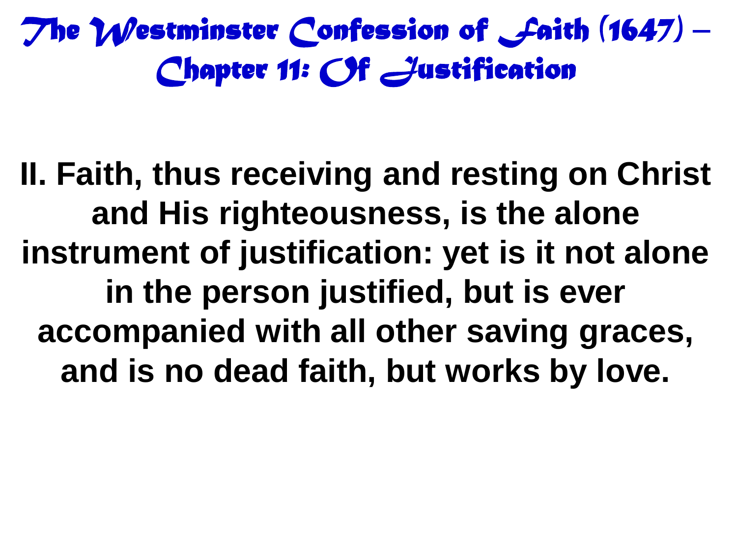# The Westminster Confession of Faith (1647) – Chapter 11: Of Justification

**II. Faith, thus receiving and resting on Christ and His righteousness, is the alone instrument of justification: yet is it not alone in the person justified, but is ever accompanied with all other saving graces, and is no dead faith, but works by love.**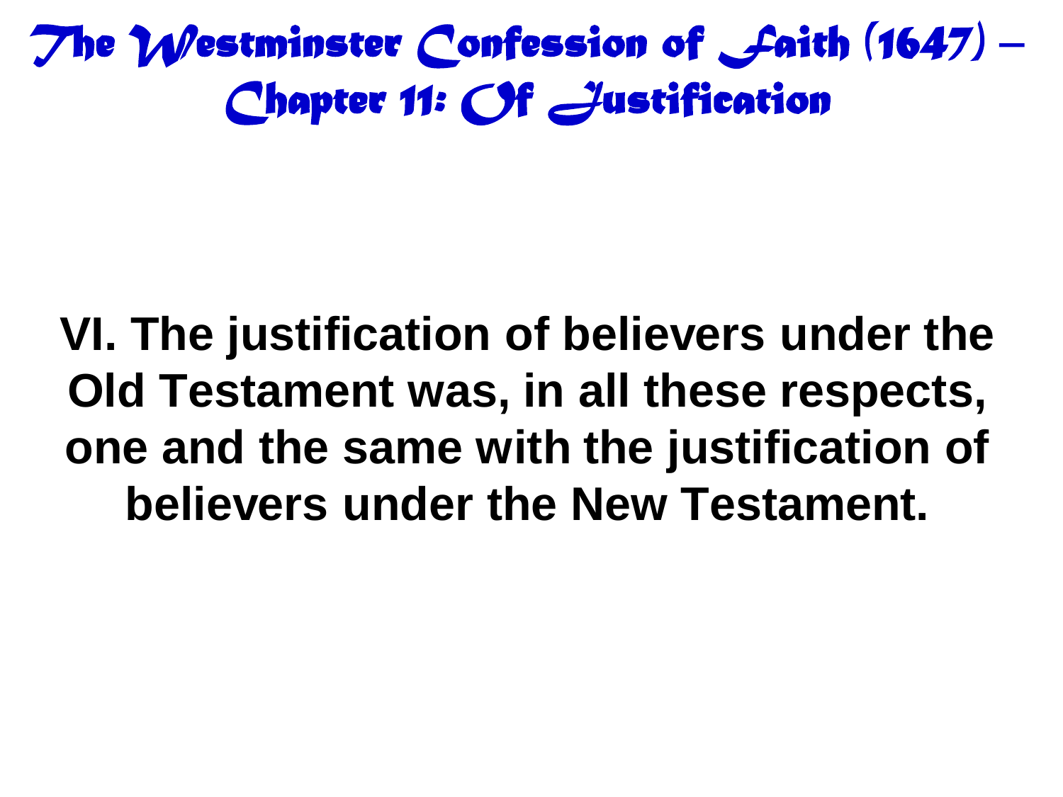# The Westminster Confession of Faith (1647) – Chapter 11: Of Justification

**VI. The justification of believers under the Old Testament was, in all these respects, one and the same with the justification of believers under the New Testament.**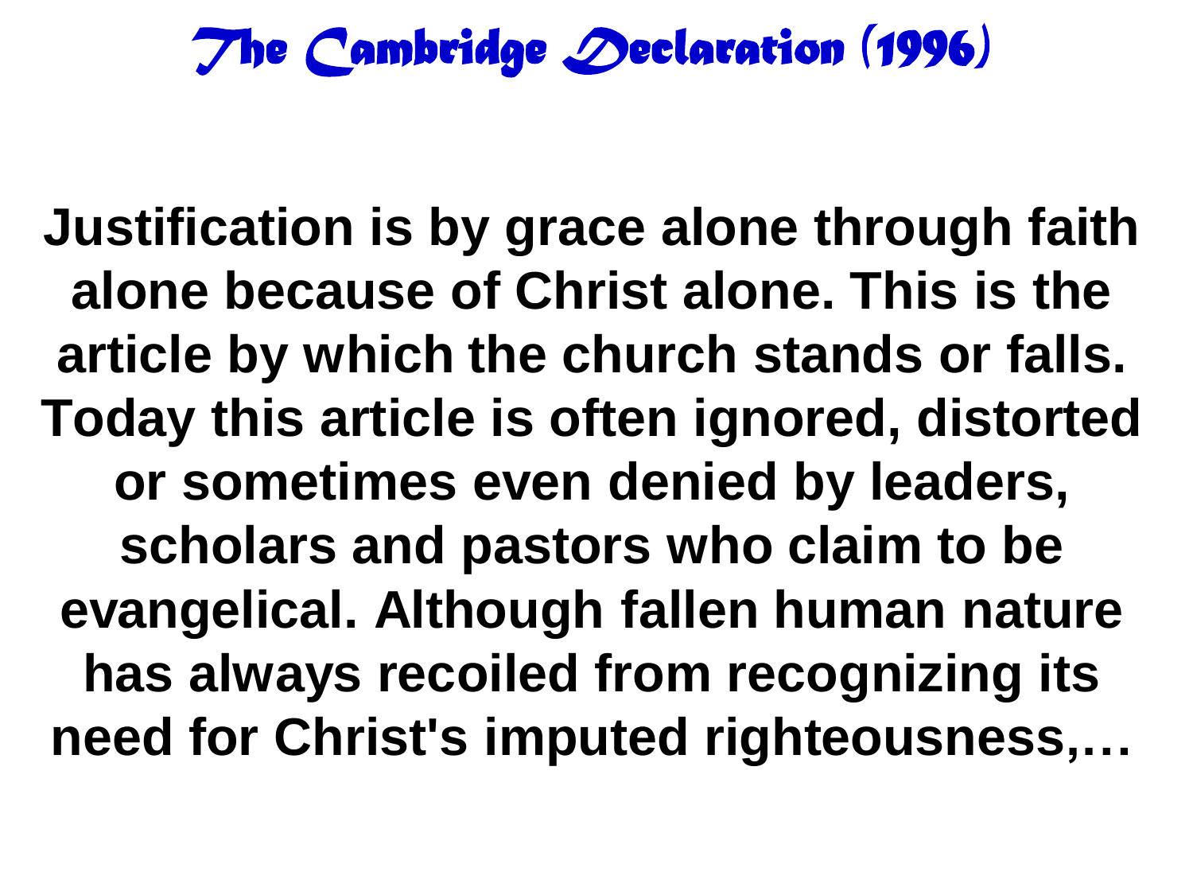# The Cambridge Declaration (1996)

**Justification is by grace alone through faith alone because of Christ alone. This is the article by which the church stands or falls. Today this article is often ignored, distorted or sometimes even denied by leaders, scholars and pastors who claim to be evangelical. Although fallen human nature has always recoiled from recognizing its need for Christ's imputed righteousness,…**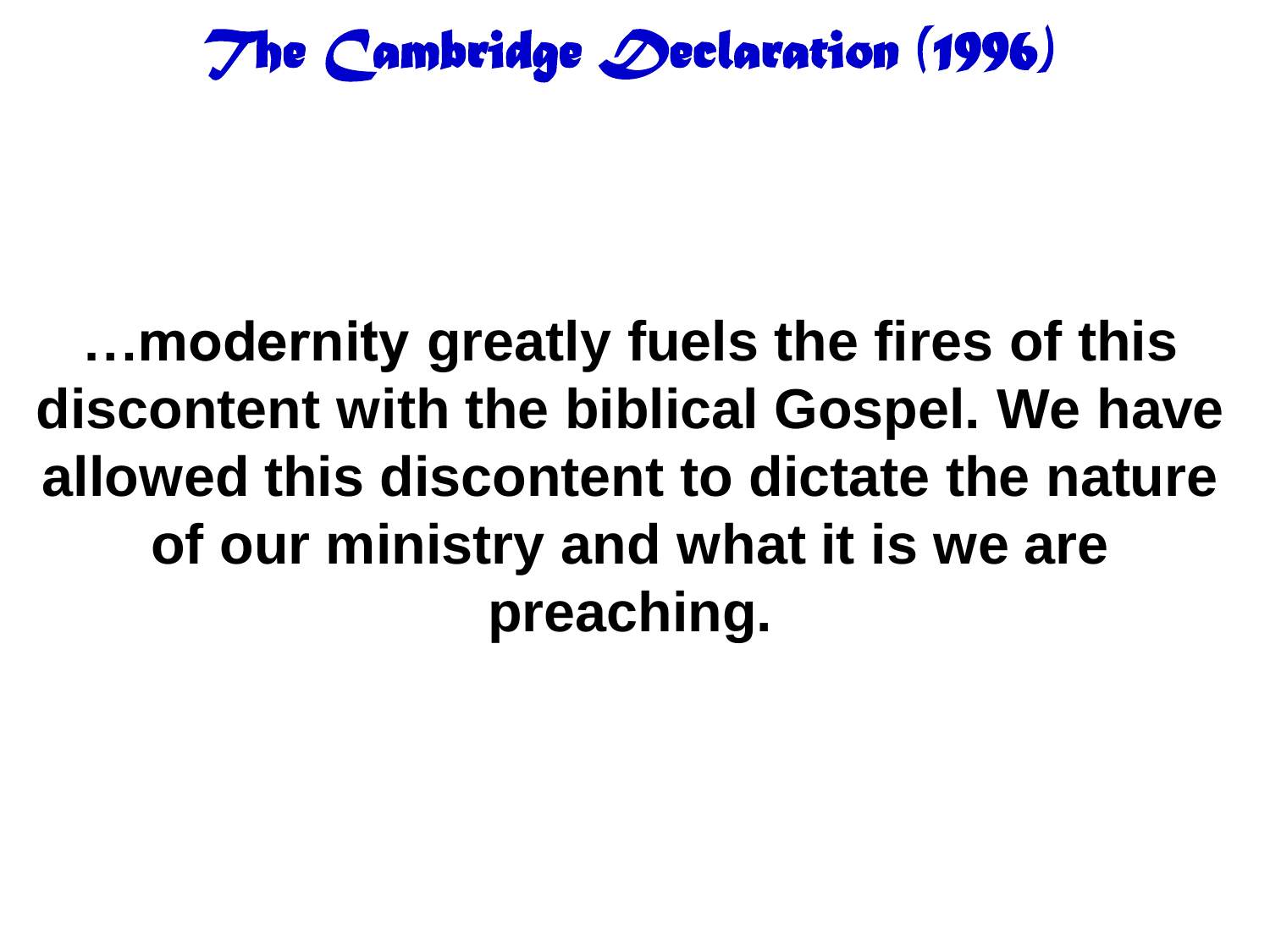# *The Cambridge Declaration (1996)*

**…modernity greatly fuels the fires of this discontent with the biblical Gospel. We have allowed this discontent to dictate the nature of our ministry and what it is we are preaching.**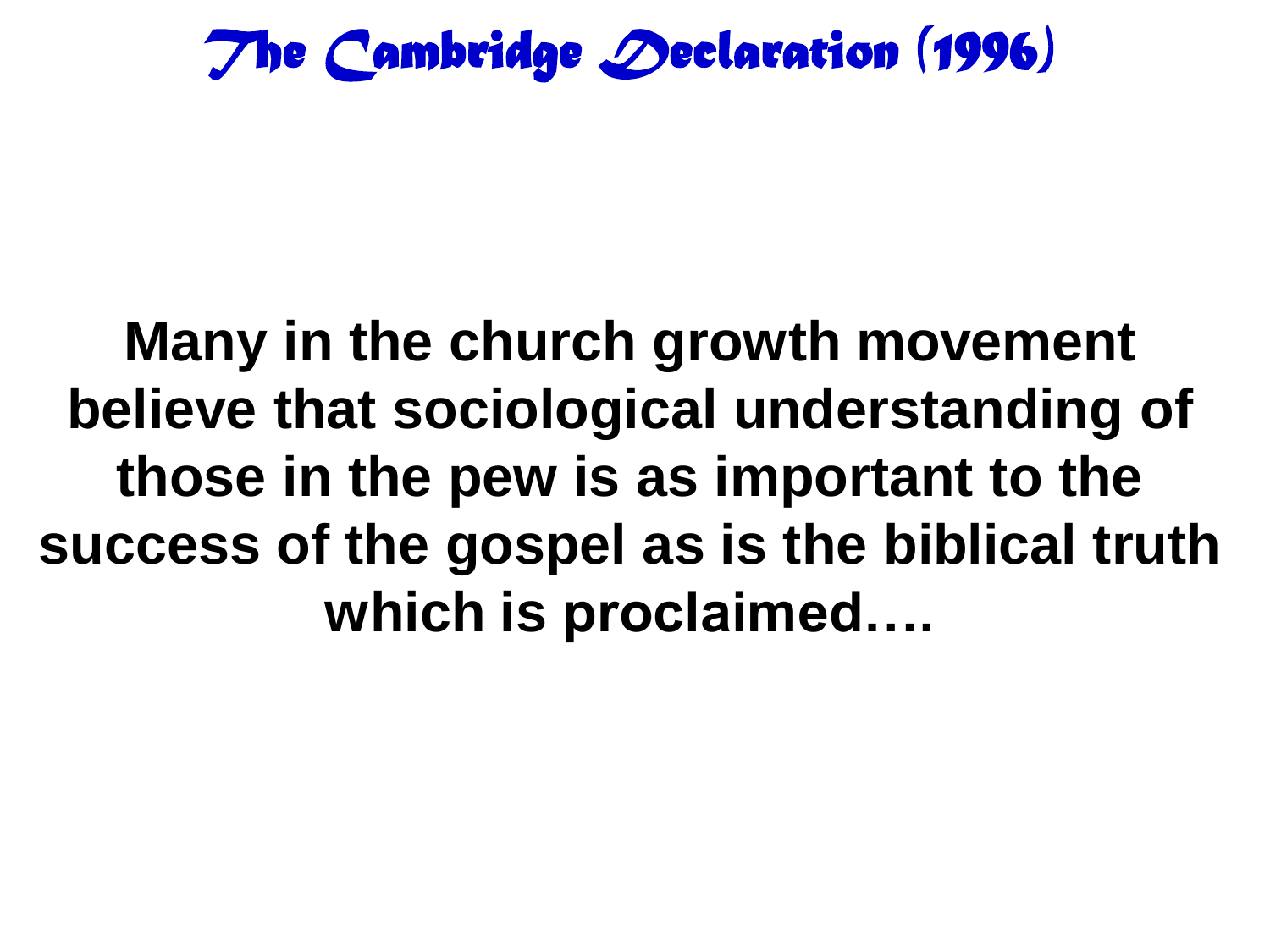# The Cambridge Declaration (1996)

**Many in the church growth movement believe that sociological understanding of those in the pew is as important to the success of the gospel as is the biblical truth which is proclaimed….**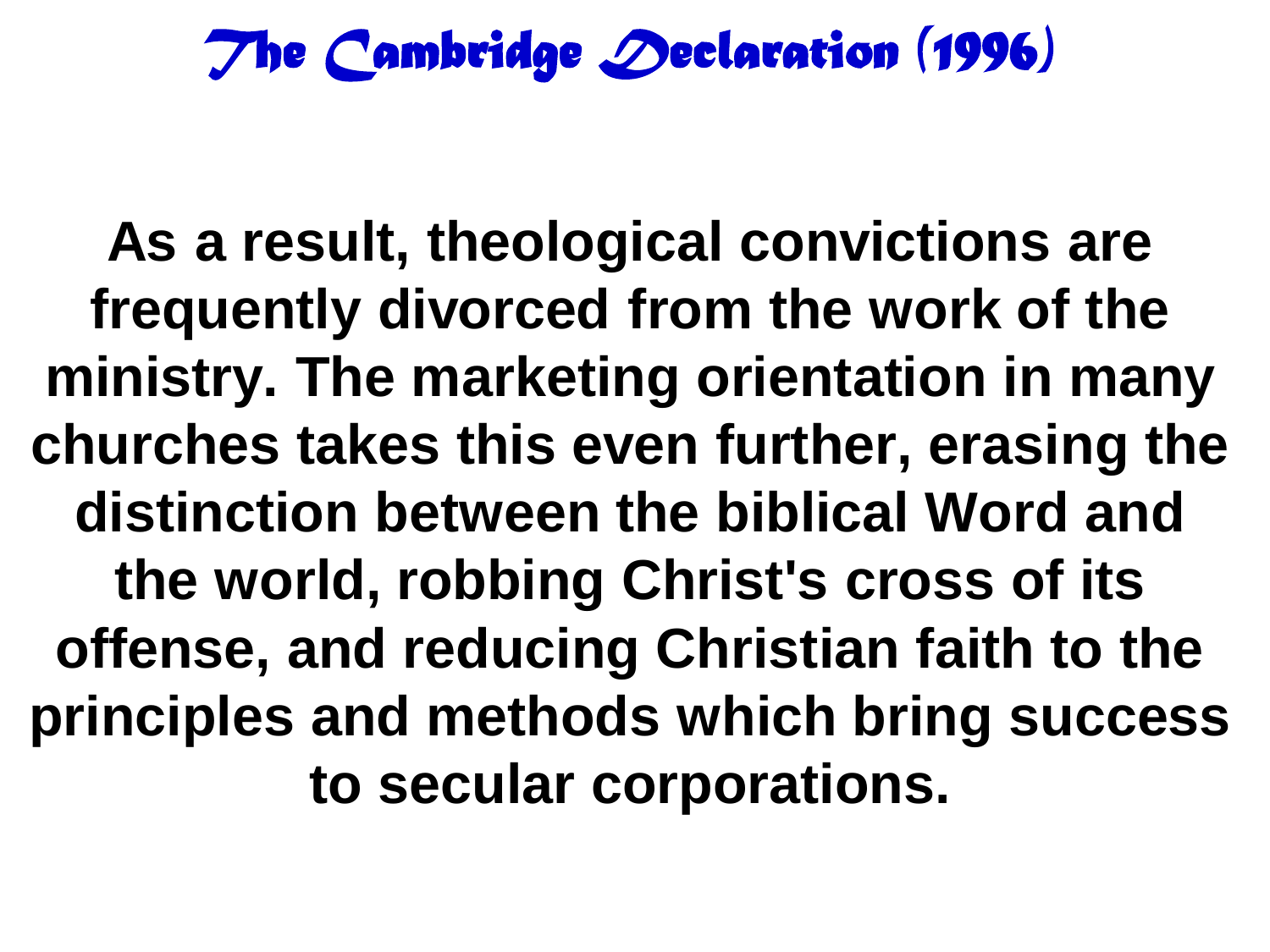# *The Cambridge Declaration (1996)*

**As a result, theological convictions are frequently divorced from the work of the ministry. The marketing orientation in many churches takes this even further, erasing the distinction between the biblical Word and the world, robbing Christ's cross of its offense, and reducing Christian faith to the principles and methods which bring success to secular corporations.**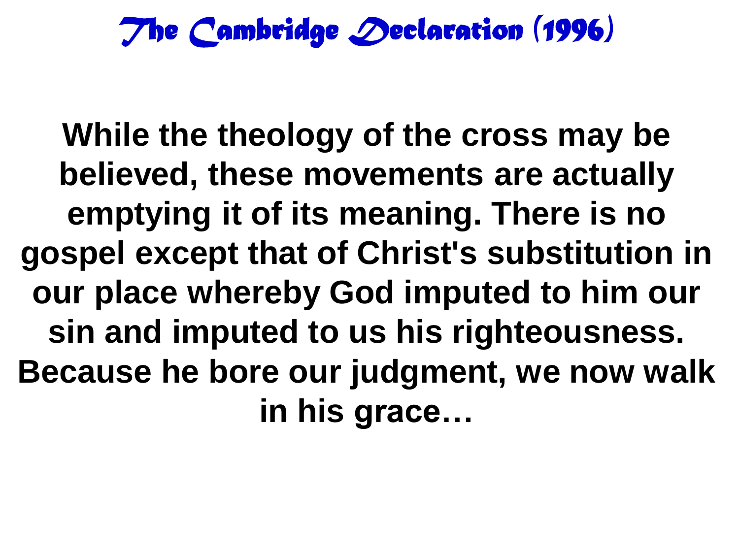# *The Cambridge Declaration (1996)*

**While the theology of the cross may be believed, these movements are actually emptying it of its meaning. There is no gospel except that of Christ's substitution in our place whereby God imputed to him our sin and imputed to us his righteousness. Because he bore our judgment, we now walk in his grace…**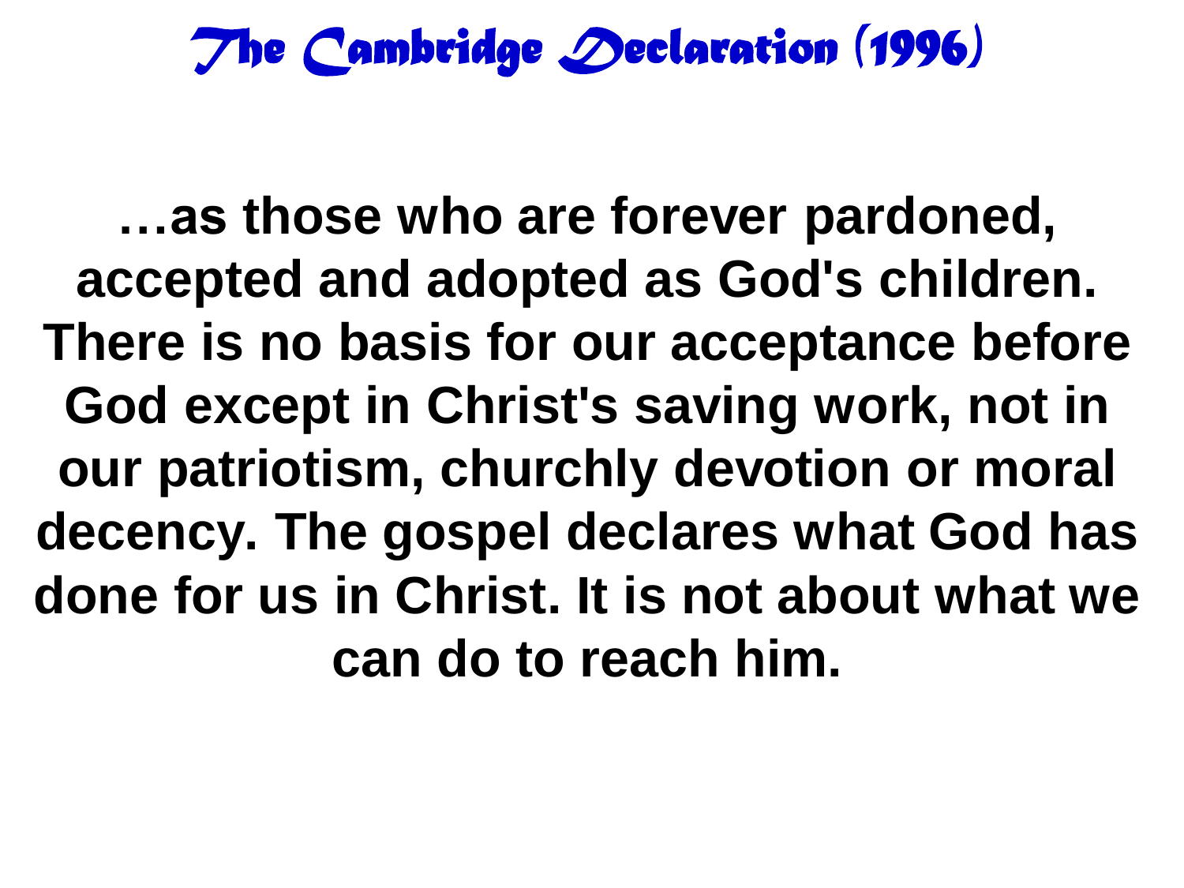# The Cambridge Declaration (1996)

**…as those who are forever pardoned, accepted and adopted as God's children. There is no basis for our acceptance before God except in Christ's saving work, not in our patriotism, churchly devotion or moral decency. The gospel declares what God has done for us in Christ. It is not about what we can do to reach him.**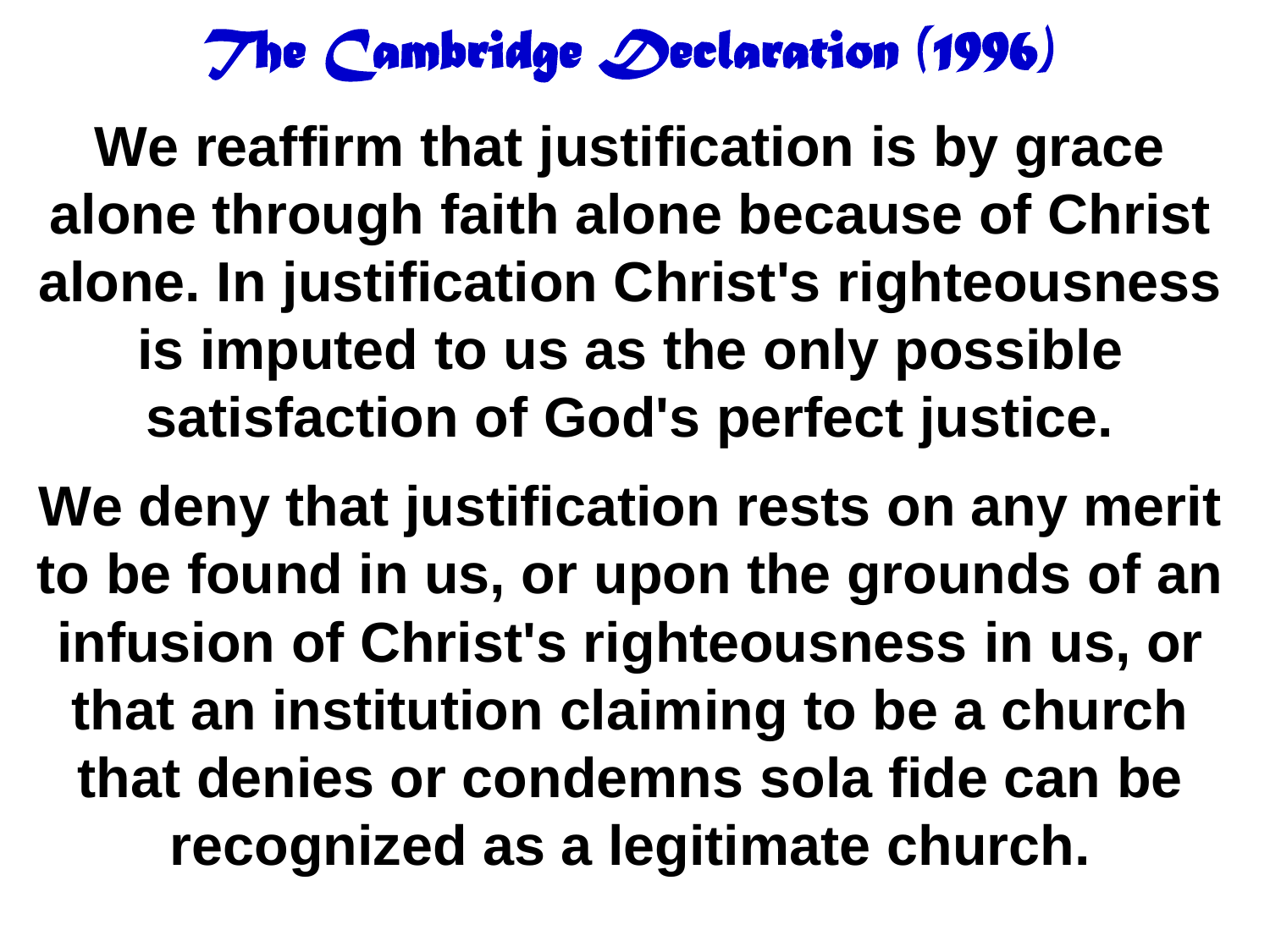# The Cambridge Declaration (1996)

**We reaffirm that justification is by grace alone through faith alone because of Christ alone. In justification Christ's righteousness is imputed to us as the only possible satisfaction of God's perfect justice.**

**We deny that justification rests on any merit to be found in us, or upon the grounds of an infusion of Christ's righteousness in us, or that an institution claiming to be a church that denies or condemns sola fide can be recognized as a legitimate church.**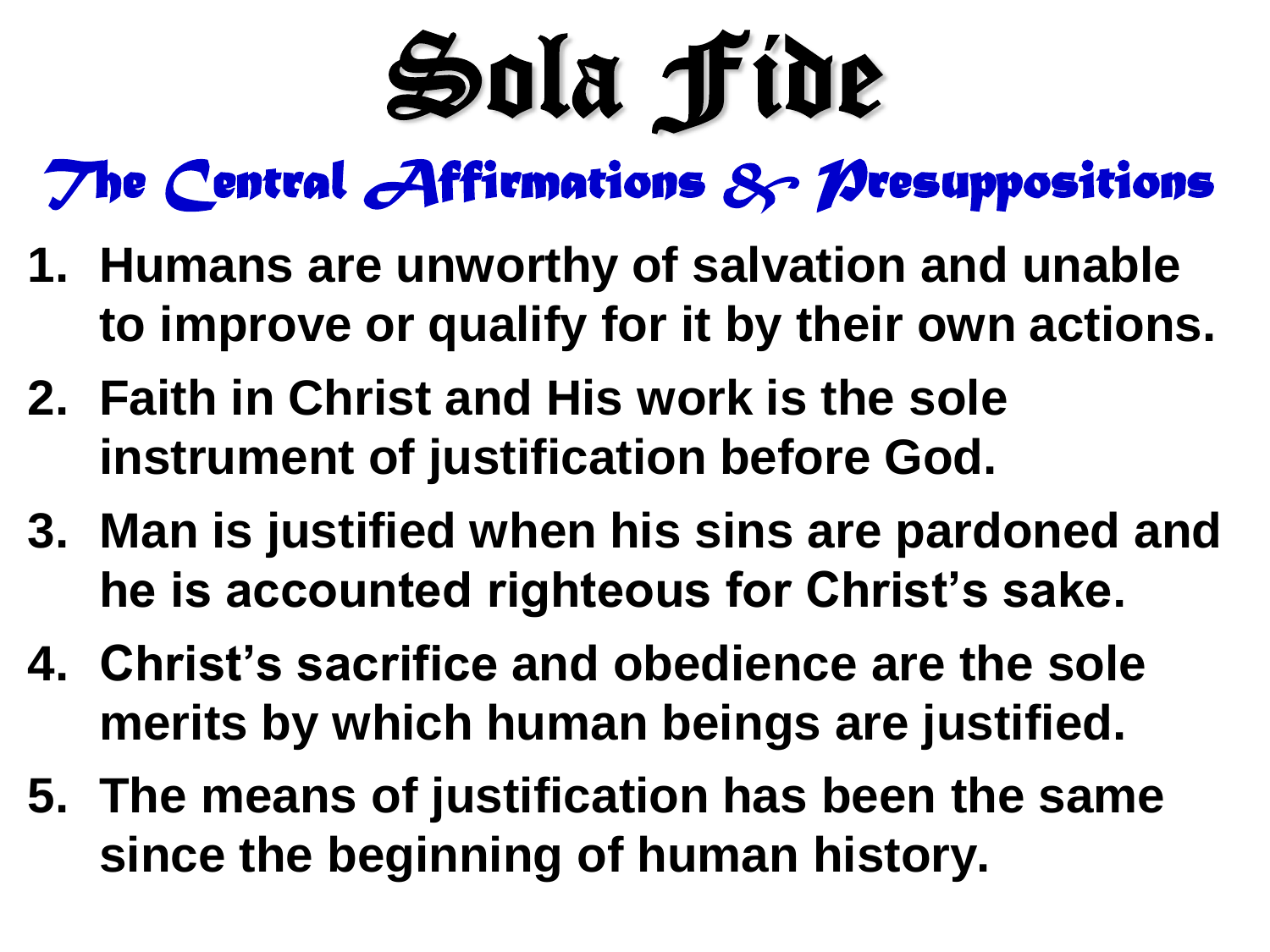# Sola Fide

## *The Central Affirmations & Presuppositions*

1. **Humans are unworthy of salvation and unable to improve or qualify for it by their own actions.**
2. **Faith in Christ and His work is the sole instrument of justification before God.**
3. **Man is justified when his sins are pardoned and he is accounted righteous for Christ's sake.**
4. **Christ's sacrifice and obedience are the sole merits by which human beings are justified.**
5. **The means of justification has been the same since the beginning of human history.**